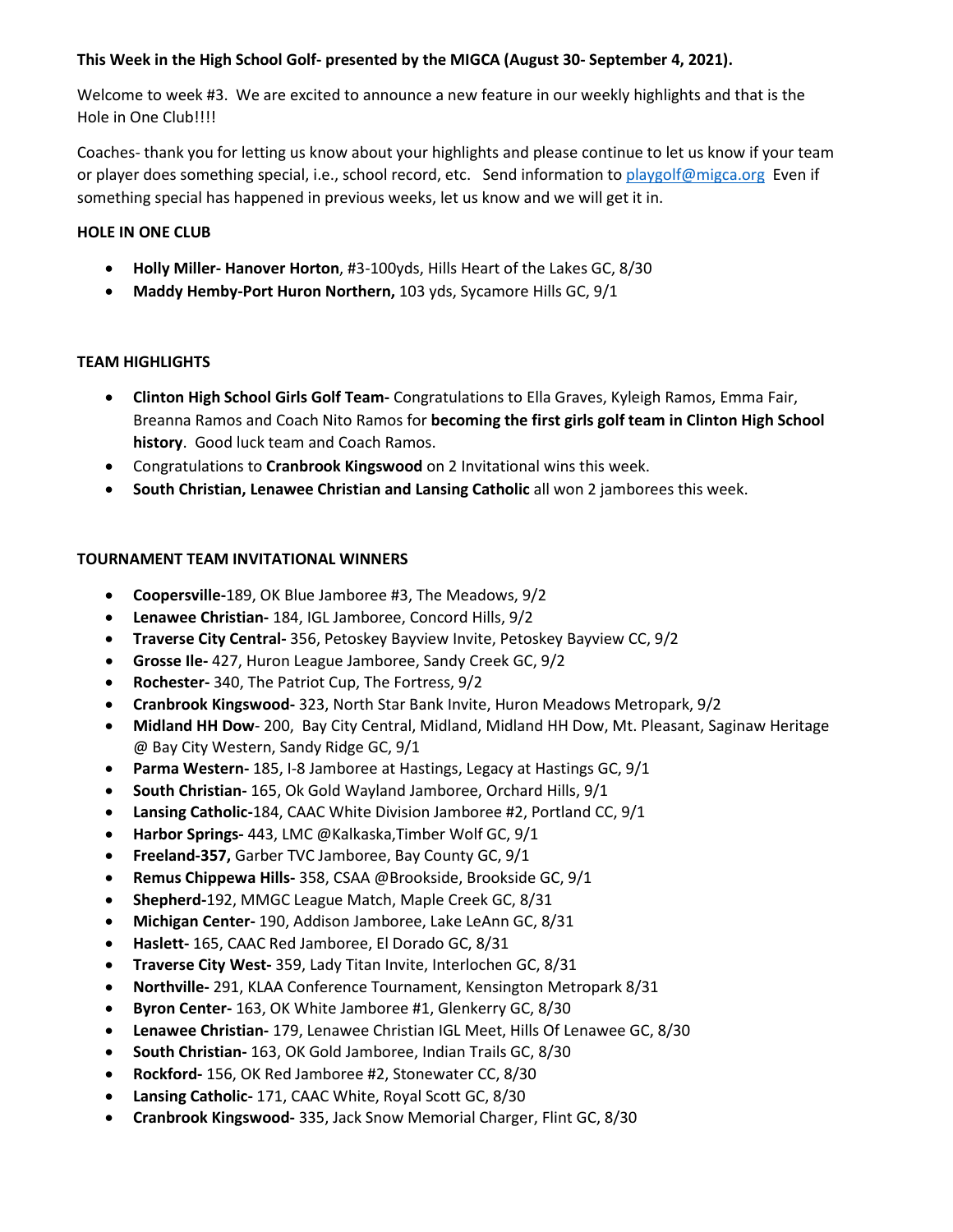**This Week in the High School Golf- presented by the MIGCA (August 30- September 4, 2021).**

Welcome to week #3. We are excited to announce a new feature in our weekly highlights and that is the Hole in One Club!!!!

Coaches- thank you for letting us know about your highlights and please continue to let us know if your team or player does something special, i.e., school record, etc. Send information to playgolf@migca.org Even if something special has happened in previous weeks, let us know and we will get it in.

**HOLE IN ONE CLUB**

- **Holly Miller- Hanover Horton**, #3-100yds, Hills Heart of the Lakes GC, 8/30
- **Maddy Hemby-Port Huron Northern,** 103 yds, Sycamore Hills GC, 9/1

**TEAM HIGHLIGHTS**

- **Clinton High School Girls Golf Team-** Congratulations to Ella Graves, Kyleigh Ramos, Emma Fair, Breanna Ramos and Coach Nito Ramos for **becoming the first girls golf team in Clinton High School history**. Good luck team and Coach Ramos.
- Congratulations to **Cranbrook Kingswood** on 2 Invitational wins this week.
- **South Christian, Lenawee Christian and Lansing Catholic** all won 2 jamborees this week.

**TOURNAMENT TEAM INVITATIONAL WINNERS**

- **Coopersville-**189, OK Blue Jamboree #3, The Meadows, 9/2
- **Lenawee Christian-** 184, IGL Jamboree, Concord Hills, 9/2
- **Traverse City Central-** 356, Petoskey Bayview Invite, Petoskey Bayview CC, 9/2
- **Grosse Ile-** 427, Huron League Jamboree, Sandy Creek GC, 9/2
- **Rochester-** 340, The Patriot Cup, The Fortress, 9/2
- **Cranbrook Kingswood-** 323, North Star Bank Invite, Huron Meadows Metropark, 9/2
- **Midland HH Dow**- 200, Bay City Central, Midland, Midland HH Dow, Mt. Pleasant, Saginaw Heritage @ Bay City Western, Sandy Ridge GC, 9/1
- **Parma Western-** 185, I-8 Jamboree at Hastings, Legacy at Hastings GC, 9/1
- **South Christian-** 165, Ok Gold Wayland Jamboree, Orchard Hills, 9/1
- **Lansing Catholic-**184, CAAC White Division Jamboree #2, Portland CC, 9/1
- **Harbor Springs-** 443, LMC @Kalkaska,Timber Wolf GC, 9/1
- **Freeland-357,** Garber TVC Jamboree, Bay County GC, 9/1
- **Remus Chippewa Hills-** 358, CSAA @Brookside, Brookside GC, 9/1
- **Shepherd-**192, MMGC League Match, Maple Creek GC, 8/31
- **Michigan Center-** 190, Addison Jamboree, Lake LeAnn GC, 8/31
- **Haslett-** 165, CAAC Red Jamboree, El Dorado GC, 8/31
- **Traverse City West-** 359, Lady Titan Invite, Interlochen GC, 8/31
- **Northville-** 291, KLAA Conference Tournament, Kensington Metropark 8/31
- **Byron Center-** 163, OK White Jamboree #1, Glenkerry GC, 8/30
- **Lenawee Christian-** 179, Lenawee Christian IGL Meet, Hills Of Lenawee GC, 8/30
- **South Christian-** 163, OK Gold Jamboree, Indian Trails GC, 8/30
- **Rockford-** 156, OK Red Jamboree #2, Stonewater CC, 8/30
- **Lansing Catholic-** 171, CAAC White, Royal Scott GC, 8/30
- **Cranbrook Kingswood-** 335, Jack Snow Memorial Charger, Flint GC, 8/30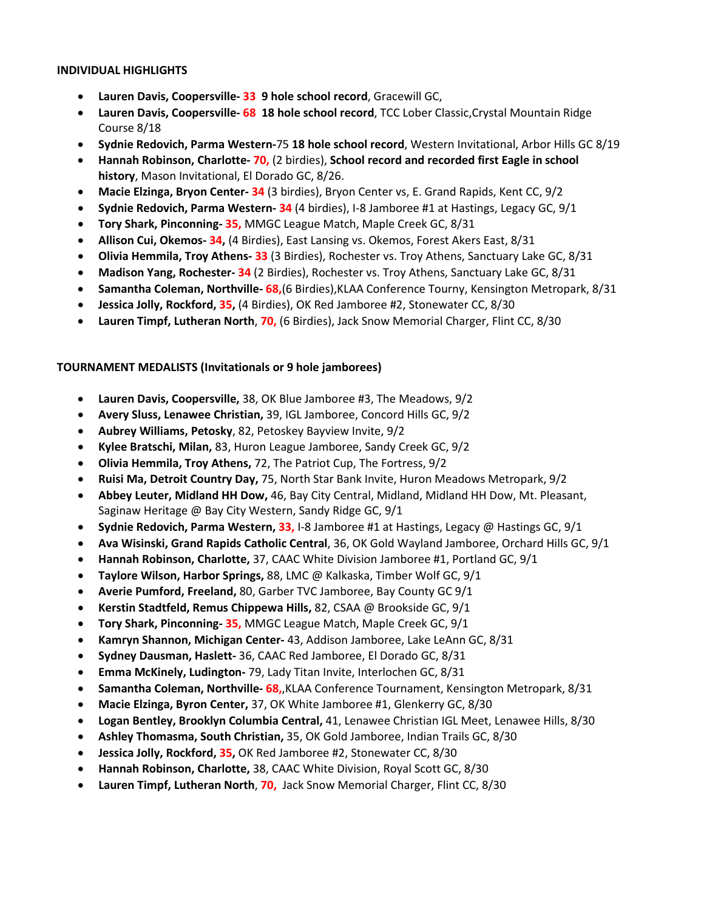**INDIVIDUAL HIGHLIGHTS**

- **Lauren Davis, Coopersville- 33 9 hole school record**, Gracewill GC,
- **Lauren Davis, Coopersville- 68 18 hole school record**, TCC Lober Classic,Crystal Mountain Ridge Course 8/18
- **Sydnie Redovich, Parma Western-**75 **18 hole school record**, Western Invitational, Arbor Hills GC 8/19
- **Hannah Robinson, Charlotte- 70,** (2 birdies), **School record and recorded first Eagle in school history**, Mason Invitational, El Dorado GC, 8/26.
- **Macie Elzinga, Bryon Center- 34** (3 birdies), Bryon Center vs, E. Grand Rapids, Kent CC, 9/2
- **Sydnie Redovich, Parma Western- 34** (4 birdies), I-8 Jamboree #1 at Hastings, Legacy GC, 9/1
- **Tory Shark, Pinconning- 35,** MMGC League Match, Maple Creek GC, 8/31
- **Allison Cui, Okemos- 34,** (4 Birdies), East Lansing vs. Okemos, Forest Akers East, 8/31
- **Olivia Hemmila, Troy Athens- 33** (3 Birdies), Rochester vs. Troy Athens, Sanctuary Lake GC, 8/31
- **Madison Yang, Rochester- 34** (2 Birdies), Rochester vs. Troy Athens, Sanctuary Lake GC, 8/31
- **Samantha Coleman, Northville- 68,**(6 Birdies),KLAA Conference Tourny, Kensington Metropark, 8/31
- **Jessica Jolly, Rockford, 35,** (4 Birdies), OK Red Jamboree #2, Stonewater CC, 8/30
- **Lauren Timpf, Lutheran North**, **70,** (6 Birdies), Jack Snow Memorial Charger, Flint CC, 8/30

**TOURNAMENT MEDALISTS (Invitationals or 9 hole jamborees)**

- **Lauren Davis, Coopersville,** 38, OK Blue Jamboree #3, The Meadows, 9/2
- **Avery Sluss, Lenawee Christian,** 39, IGL Jamboree, Concord Hills GC, 9/2
- **Aubrey Williams, Petosky**, 82, Petoskey Bayview Invite, 9/2
- **Kylee Bratschi, Milan,** 83, Huron League Jamboree, Sandy Creek GC, 9/2
- **Olivia Hemmila, Troy Athens,** 72, The Patriot Cup, The Fortress, 9/2
- **Ruisi Ma, Detroit Country Day,** 75, North Star Bank Invite, Huron Meadows Metropark, 9/2
- **Abbey Leuter, Midland HH Dow,** 46, Bay City Central, Midland, Midland HH Dow, Mt. Pleasant, Saginaw Heritage @ Bay City Western, Sandy Ridge GC, 9/1
- **Sydnie Redovich, Parma Western, 33,** I-8 Jamboree #1 at Hastings, Legacy @ Hastings GC, 9/1
- **Ava Wisinski, Grand Rapids Catholic Central**, 36, OK Gold Wayland Jamboree, Orchard Hills GC, 9/1
- **Hannah Robinson, Charlotte,** 37, CAAC White Division Jamboree #1, Portland GC, 9/1
- **Taylore Wilson, Harbor Springs,** 88, LMC @ Kalkaska, Timber Wolf GC, 9/1
- **Averie Pumford, Freeland,** 80, Garber TVC Jamboree, Bay County GC 9/1
- **Kerstin Stadtfeld, Remus Chippewa Hills,** 82, CSAA @ Brookside GC, 9/1
- **Tory Shark, Pinconning- 35,** MMGC League Match, Maple Creek GC, 9/1
- **Kamryn Shannon, Michigan Center-** 43, Addison Jamboree, Lake LeAnn GC, 8/31
- **Sydney Dausman, Haslett-** 36, CAAC Red Jamboree, El Dorado GC, 8/31
- **Emma McKinely, Ludington-** 79, Lady Titan Invite, Interlochen GC, 8/31
- **Samantha Coleman, Northville- 68,**,KLAA Conference Tournament, Kensington Metropark, 8/31
- **Macie Elzinga, Byron Center,** 37, OK White Jamboree #1, Glenkerry GC, 8/30
- **Logan Bentley, Brooklyn Columbia Central,** 41, Lenawee Christian IGL Meet, Lenawee Hills, 8/30
- **Ashley Thomasma, South Christian,** 35, OK Gold Jamboree, Indian Trails GC, 8/30
- **Jessica Jolly, Rockford, 35,** OK Red Jamboree #2, Stonewater CC, 8/30
- **Hannah Robinson, Charlotte,** 38, CAAC White Division, Royal Scott GC, 8/30
- **Lauren Timpf, Lutheran North**, **70,** Jack Snow Memorial Charger, Flint CC, 8/30